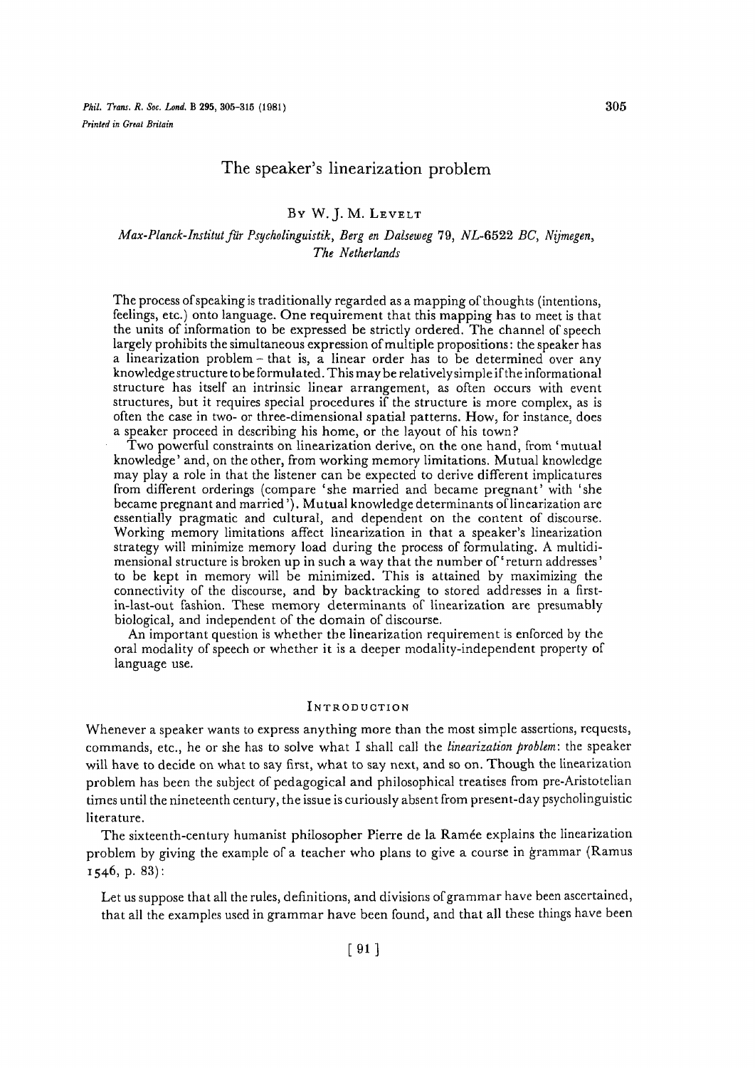# The speaker's linearization problem

By W. J. M. Levelt

*Max-Planck-Institut für Psycholinguistik, Berg en Dalseweg 79, NL-6522 BC, Nijmegen, The Netherlands*

The process of speaking is traditionally regarded as a mapping of thoughts (intentions, feelings, etc.) onto language. One requirement that this mapping has to meet is that the units of information to be expressed be strictly ordered. The channel of speech largely prohibits the simultaneous expression of multiple propositions: the speaker has a linearization problem – that is, a linear order has to be determined over any knowledge structure to be formulated. This may be relatively simple if the informational structure has itself an intrinsic linear arrangement, as often occurs with event structures, but it requires special procedures if the structure is more complex, as is often the case in two- or three-dimensional spatial patterns. How, for instance, does a speaker proceed in describing his home, or the layout of his town?

Two powerful constraints on linearization derive, on the one hand, from 'mutual knowledge' and, on the other, from working memory limitations. Mutual knowledge may play a role in that the listener can be expected to derive different implicatures from different orderings (compare 'she married and became pregnant' with 'she became pregnant and married'). Mutual knowledge determinants of linearization are essentially pragmatic and cultural, and dependent on the content of discourse. Working memory limitations affect linearization in that a speaker's linearization strategy will minimize memory load during the process of formulating. A multidimensional structure is broken up in such a way that the number of 'return addresses' to be kept in memory will be minimized. This is attained by maximizing the connectivity of the discourse, and by backtracking to stored addresses in a first-in-last-out fashion. These memory determinants of linearization are presumably biological, and independent of the domain of discourse.

An important question is whether the linearization requirement is enforced by the oral modality of speech or whether it is a deeper modality-independent property of language use.

## Introduction

Whenever a speaker wants to express anything more than the most simple assertions, requests, commands, etc., he or she has to solve what I shall call the *linearization problem*: the speaker will have to decide on what to say first, what to say next, and so on. Though the linearization problem has been the subject of pedagogical and philosophical treatises from pre-Aristotelian times until the nineteenth century, the issue is curiously absent from present-day psycholinguistic literature.

The sixteenth-century humanist philosopher Pierre de la Ramée explains the linearization problem by giving the example of a teacher who plans to give a course in grammar (Ramus 1546, p. 83):

Let us suppose that all the rules, definitions, and divisions of grammar have been ascertained, that all the examples used in grammar have been found, and that all these things have been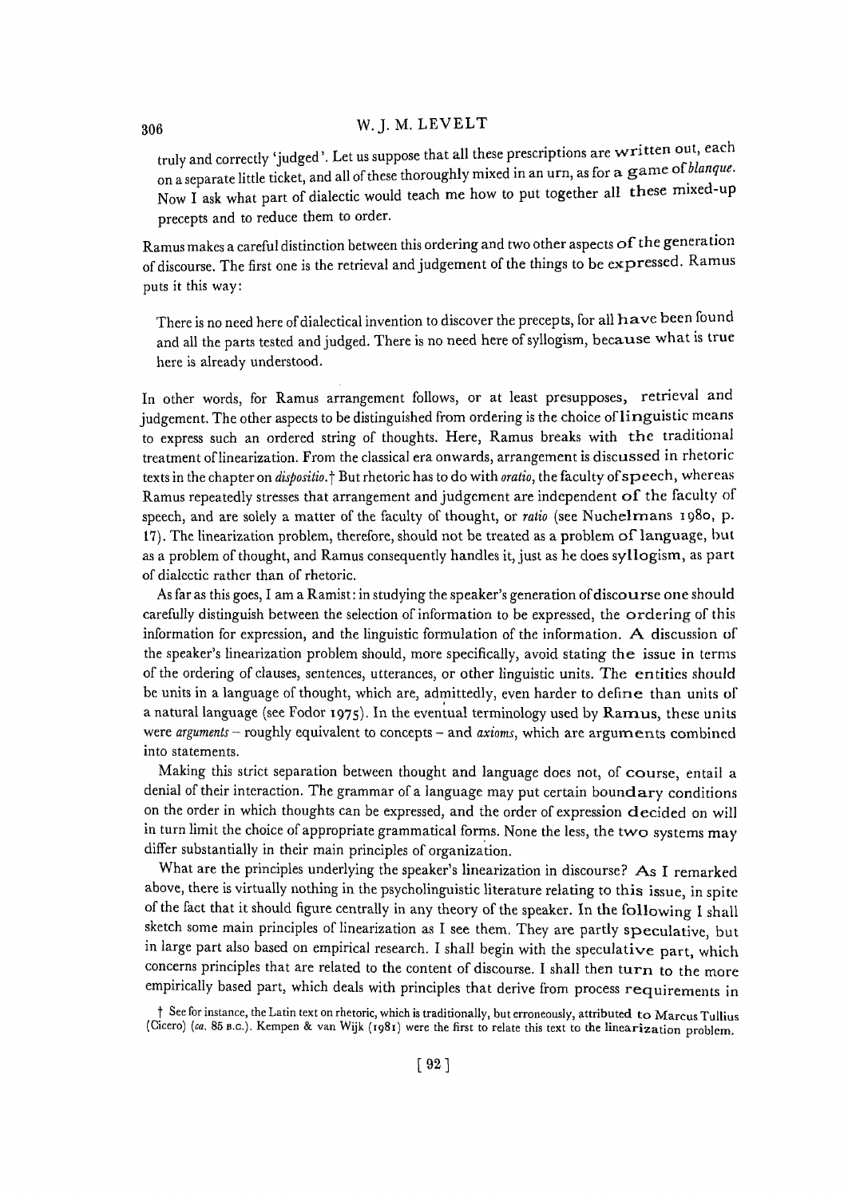> truly and correctly 'judged'. Let us suppose that all these prescriptions are written out, each on a separate little ticket, and all of these thoroughly mixed in an urn, as for a game of *blanque*. Now I ask what part of dialectic would teach me how to put together all these mixed-up precepts and to reduce them to order.

Ramus makes a careful distinction between this ordering and two other aspects of the generation of discourse. The first one is the retrieval and judgement of the things to be expressed. Ramus puts it this way:

> There is no need here of dialectical invention to discover the precepts, for all have been found and all the parts tested and judged. There is no need here of syllogism, because what is true here is already understood.

In other words, for Ramus arrangement follows, or at least presupposes, retrieval and judgement. The other aspects to be distinguished from ordering is the choice of linguistic means to express such an ordered string of thoughts. Here, Ramus breaks with the traditional treatment of linearization. From the classical era onwards, arrangement is discussed in rhetoric texts in the chapter on *dispositio*.† But rhetoric has to do with *oratio*, the faculty of speech, whereas Ramus repeatedly stresses that arrangement and judgement are independent of the faculty of speech, and are solely a matter of the faculty of thought, or *ratio* (see Nuchelmans 1980, p. 17). The linearization problem, therefore, should not be treated as a problem of language, but as a problem of thought, and Ramus consequently handles it, just as he does syllogism, as part of dialectic rather than of rhetoric.

As far as this goes, I am a Ramist: in studying the speaker's generation of discourse one should carefully distinguish between the selection of information to be expressed, the ordering of this information for expression, and the linguistic formulation of the information. A discussion of the speaker's linearization problem should, more specifically, avoid stating the issue in terms of the ordering of clauses, sentences, utterances, or other linguistic units. The entities should be units in a language of thought, which are, admittedly, even harder to define than units of a natural language (see Fodor 1975). In the eventual terminology used by Ramus, these units were *arguments* – roughly equivalent to concepts – and *axioms*, which are arguments combined into statements.

Making this strict separation between thought and language does not, of course, entail a denial of their interaction. The grammar of a language may put certain boundary conditions on the order in which thoughts can be expressed, and the order of expression decided on will in turn limit the choice of appropriate grammatical forms. None the less, the two systems may differ substantially in their main principles of organization.

What are the principles underlying the speaker's linearization in discourse? As I remarked above, there is virtually nothing in the psycholinguistic literature relating to this issue, in spite of the fact that it should figure centrally in any theory of the speaker. In the following I shall sketch some main principles of linearization as I see them. They are partly speculative, but in large part also based on empirical research. I shall begin with the speculative part, which concerns principles that are related to the content of discourse. I shall then turn to the more empirically based part, which deals with principles that derive from process requirements in

† See for instance, the Latin text on rhetoric, which is traditionally, but erroneously, attributed to Marcus Tullius (Cicero) (*ca.* 85 B.C.). Kempen & van Wijk (1981) were the first to relate this text to the linearization problem.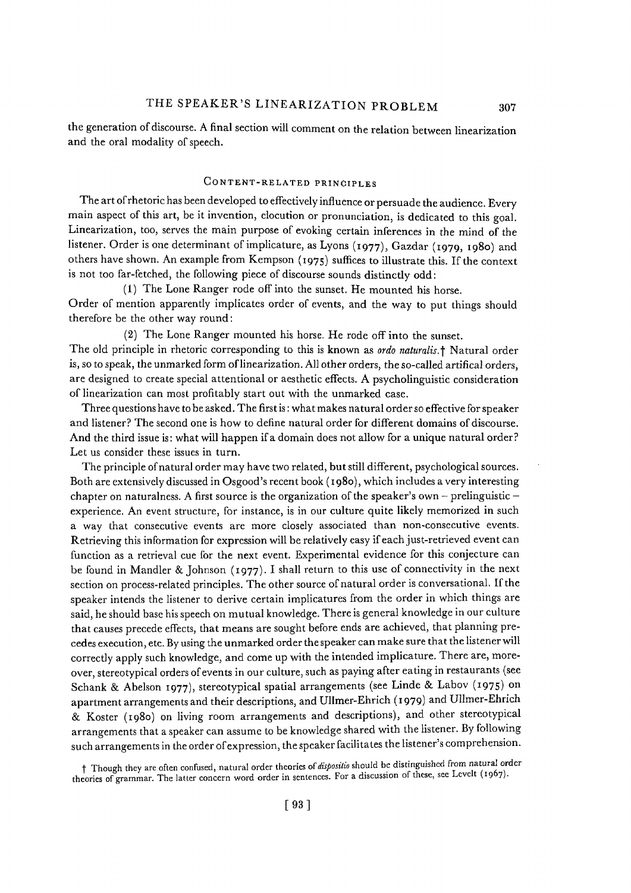the generation of discourse. A final section will comment on the relation between linearization and the oral modality of speech.

## Content-related principles

The art of rhetoric has been developed to effectively influence or persuade the audience. Every main aspect of this art, be it invention, elocution or pronunciation, is dedicated to this goal. Linearization, too, serves the main purpose of evoking certain inferences in the mind of the listener. Order is one determinant of implicature, as Lyons (1977), Gazdar (1979, 1980) and others have shown. An example from Kempson (1975) suffices to illustrate this. If the context is not too far-fetched, the following piece of discourse sounds distinctly odd:

(1) The Lone Ranger rode off into the sunset. He mounted his horse.

Order of mention apparently implicates order of events, and the way to put things should therefore be the other way round:

(2) The Lone Ranger mounted his horse. He rode off into the sunset.

The old principle in rhetoric corresponding to this is known as *ordo naturalis*.† Natural order is, so to speak, the unmarked form of linearization. All other orders, the so-called artifical orders, are designed to create special attentional or aesthetic effects. A psycholinguistic consideration of linearization can most profitably start out with the unmarked case.

Three questions have to be asked. The first is: what makes natural order so effective for speaker and listener? The second one is how to define natural order for different domains of discourse. And the third issue is: what will happen if a domain does not allow for a unique natural order? Let us consider these issues in turn.

The principle of natural order may have two related, but still different, psychological sources. Both are extensively discussed in Osgood's recent book (1980), which includes a very interesting chapter on naturalness. A first source is the organization of the speaker's own – prelinguistic – experience. An event structure, for instance, is in our culture quite likely memorized in such a way that consecutive events are more closely associated than non-consecutive events. Retrieving this information for expression will be relatively easy if each just-retrieved event can function as a retrieval cue for the next event. Experimental evidence for this conjecture can be found in Mandler & Johnson (1977). I shall return to this use of connectivity in the next section on process-related principles. The other source of natural order is conversational. If the speaker intends the listener to derive certain implicatures from the order in which things are said, he should base his speech on mutual knowledge. There is general knowledge in our culture that causes precede effects, that means are sought before ends are achieved, that planning precedes execution, etc. By using the unmarked order the speaker can make sure that the listener will correctly apply such knowledge, and come up with the intended implicature. There are, moreover, stereotypical orders of events in our culture, such as paying after eating in restaurants (see Schank & Abelson 1977), stereotypical spatial arrangements (see Linde & Labov (1975) on apartment arrangements and their descriptions, and Ullmer-Ehrich (1979) and Ullmer-Ehrich & Koster (1980) on living room arrangements and descriptions), and other stereotypical arrangements that a speaker can assume to be knowledge shared with the listener. By following such arrangements in the order of expression, the speaker facilitates the listener's comprehension.

† Though they are often confused, natural order theories of *dispositio* should be distinguished from natural order theories of grammar. The latter concern word order in sentences. For a discussion of these, see Levelt (1967).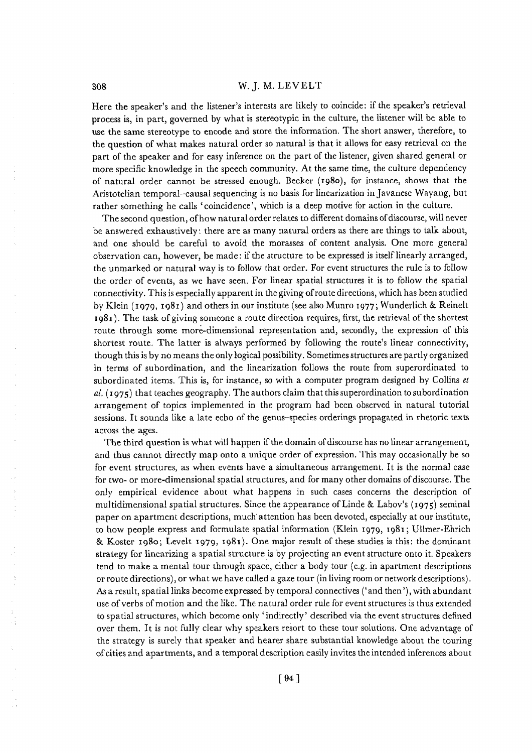Here the speaker's and the listener's interests are likely to coincide: if the speaker's retrieval process is, in part, governed by what is stereotypic in the culture, the listener will be able to use the same stereotype to encode and store the information. The short answer, therefore, to the question of what makes natural order so natural is that it allows for easy retrieval on the part of the speaker and for easy inference on the part of the listener, given shared general or more specific knowledge in the speech community. At the same time, the culture dependency of natural order cannot be stressed enough. Becker (1980), for instance, shows that the Aristotelian temporal–causal sequencing is no basis for linearization in Javanese Wayang, but rather something he calls 'coincidence', which is a deep motive for action in the culture.

The second question, of how natural order relates to different domains of discourse, will never be answered exhaustively: there are as many natural orders as there are things to talk about, and one should be careful to avoid the morasses of content analysis. One more general observation can, however, be made: if the structure to be expressed is itself linearly arranged, the unmarked or natural way is to follow that order. For event structures the rule is to follow the order of events, as we have seen. For linear spatial structures it is to follow the spatial connectivity. This is especially apparent in the giving of route directions, which has been studied by Klein (1979, 1981) and others in our institute (see also Munro 1977; Wunderlich & Reinelt 1981). The task of giving someone a route direction requires, first, the retrieval of the shortest route through some more-dimensional representation and, secondly, the expression of this shortest route. The latter is always performed by following the route's linear connectivity, though this is by no means the only logical possibility. Sometimes structures are partly organized in terms of subordination, and the linearization follows the route from superordinated to subordinated items. This is, for instance, so with a computer program designed by Collins *et al.* (1975) that teaches geography. The authors claim that this superordination to subordination arrangement of topics implemented in the program had been observed in natural tutorial sessions. It sounds like a late echo of the genus–species orderings propagated in rhetoric texts across the ages.

The third question is what will happen if the domain of discourse has no linear arrangement, and thus cannot directly map onto a unique order of expression. This may occasionally be so for event structures, as when events have a simultaneous arrangement. It is the normal case for two- or more-dimensional spatial structures, and for many other domains of discourse. The only empirical evidence about what happens in such cases concerns the description of multidimensional spatial structures. Since the appearance of Linde & Labov's (1975) seminal paper on apartment descriptions, much attention has been devoted, especially at our institute, to how people express and formulate spatial information (Klein 1979, 1981; Ullmer-Ehrich & Koster 1980; Levelt 1979, 1981). One major result of these studies is this: the dominant strategy for linearizing a spatial structure is by projecting an event structure onto it. Speakers tend to make a mental tour through space, either a body tour (e.g. in apartment descriptions or route directions), or what we have called a gaze tour (in living room or network descriptions). As a result, spatial links become expressed by temporal connectives ('and then'), with abundant use of verbs of motion and the like. The natural order rule for event structures is thus extended to spatial structures, which become only 'indirectly' described via the event structures defined over them. It is not fully clear why speakers resort to these tour solutions. One advantage of the strategy is surely that speaker and hearer share substantial knowledge about the touring of cities and apartments, and a temporal description easily invites the intended inferences about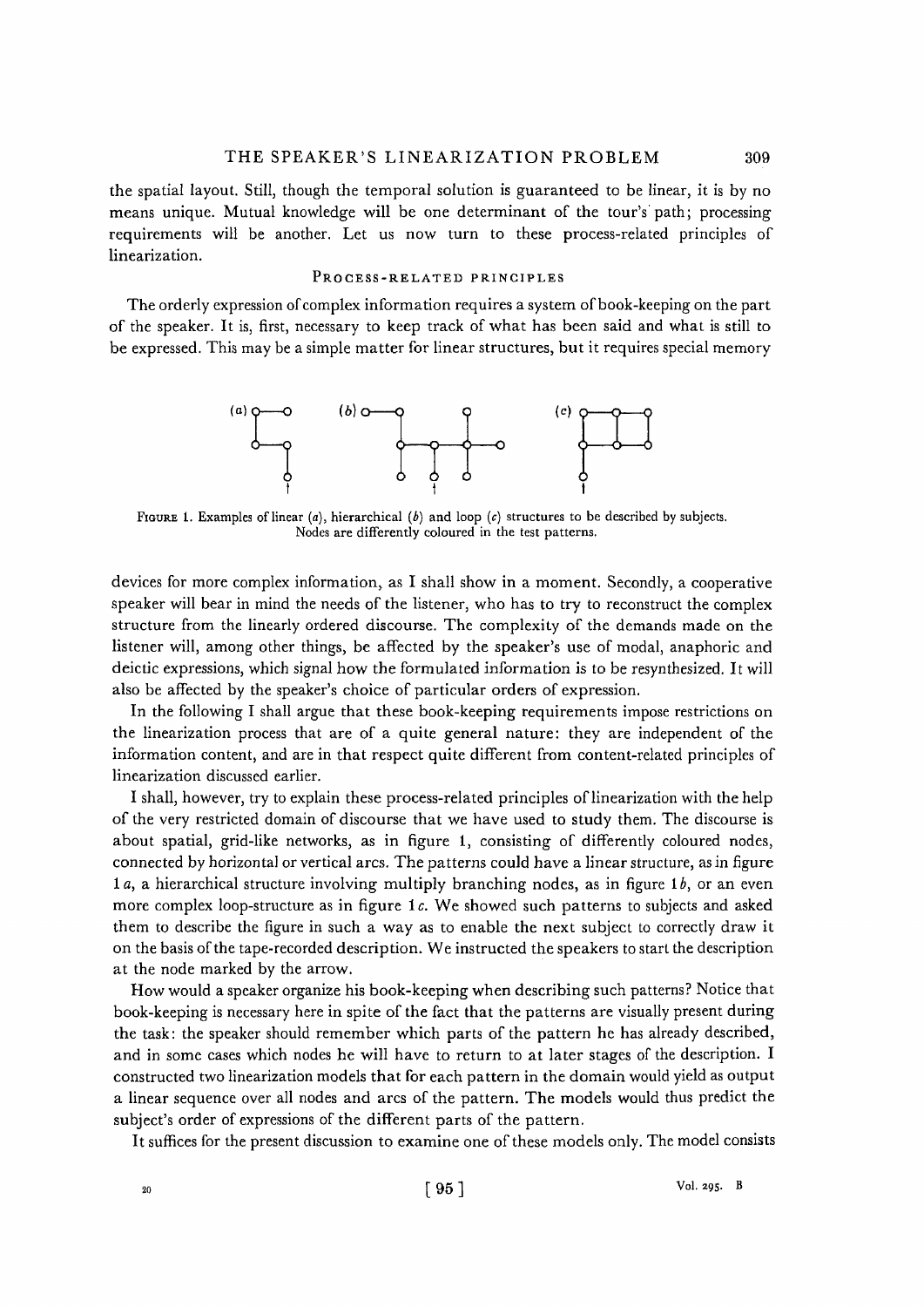the spatial layout. Still, though the temporal solution is guaranteed to be linear, it is by no means unique. Mutual knowledge will be one determinant of the tour's path; processing requirements will be another. Let us now turn to these process-related principles of linearization.

## Process-related principles

The orderly expression of complex information requires a system of book-keeping on the part of the speaker. It is, first, necessary to keep track of what has been said and what is still to be expressed. This may be a simple matter for linear structures, but it requires special memory devices for more complex information, as I shall show in a moment. Secondly, a cooperative speaker will bear in mind the needs of the listener, who has to try to reconstruct the complex structure from the linearly ordered discourse. The complexity of the demands made on the listener will, among other things, be affected by the speaker's use of modal, anaphoric and deictic expressions, which signal how the formulated information is to be resynthesized. It will also be affected by the speaker's choice of particular orders of expression.

Figure 1. Examples of linear (*a*), hierarchical (*b*) and loop (*c*) structures to be described by subjects. Nodes are differently coloured in the test patterns.

In the following I shall argue that these book-keeping requirements impose restrictions on the linearization process that are of a quite general nature: they are independent of the information content, and are in that respect quite different from content-related principles of linearization discussed earlier.

I shall, however, try to explain these process-related principles of linearization with the help of the very restricted domain of discourse that we have used to study them. The discourse is about spatial, grid-like networks, as in figure 1, consisting of differently coloured nodes, connected by horizontal or vertical arcs. The patterns could have a linear structure, as in figure 1 *a*, a hierarchical structure involving multiply branching nodes, as in figure 1 *b*, or an even more complex loop-structure as in figure 1 *c*. We showed such patterns to subjects and asked them to describe the figure in such a way as to enable the next subject to correctly draw it on the basis of the tape-recorded description. We instructed the speakers to start the description at the node marked by the arrow.

How would a speaker organize his book-keeping when describing such patterns? Notice that book-keeping is necessary here in spite of the fact that the patterns are visually present during the task: the speaker should remember which parts of the pattern he has already described, and in some cases which nodes he will have to return to at later stages of the description. I constructed two linearization models that for each pattern in the domain would yield as output a linear sequence over all nodes and arcs of the pattern. The models would thus predict the subject's order of expressions of the different parts of the pattern.

It suffices for the present discussion to examine one of these models only. The model consists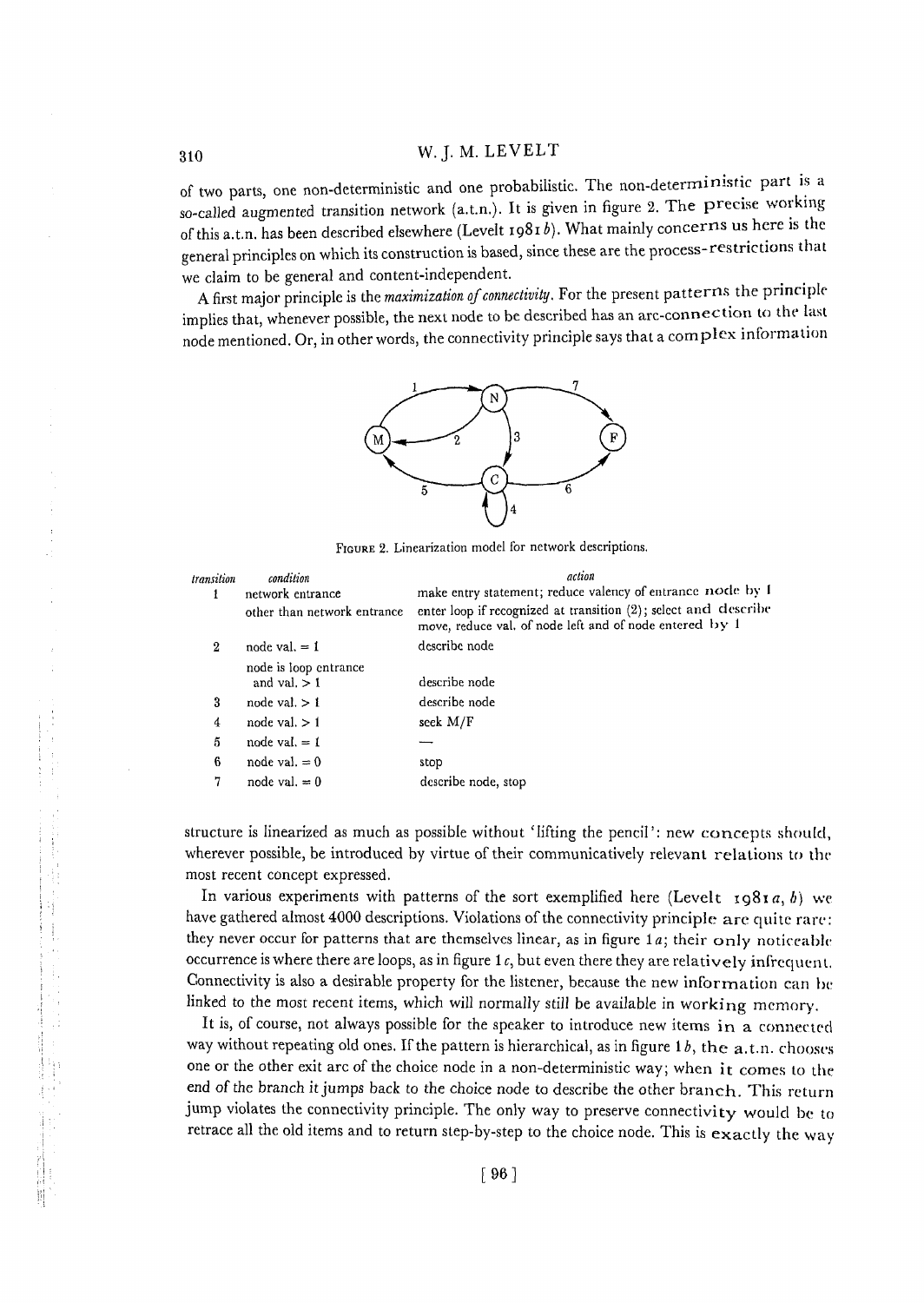of two parts, one non-deterministic and one probabilistic. The non-deterministic part is a so-called augmented transition network (a.t.n.). It is given in figure 2. The precise working of this a.t.n. has been described elsewhere (Levelt 1981*b*). What mainly concerns us here is the general principles on which its construction is based, since these are the process-restrictions that we claim to be general and content-independent.

A first major principle is the *maximization of connectivity*. For the present patterns the principle implies that, whenever possible, the next node to be described has an arc-connection to the last node mentioned. Or, in other words, the connectivity principle says that a complex information structure is linearized as much as possible without 'lifting the pencil': new concepts should, wherever possible, be introduced by virtue of their communicatively relevant relations to the most recent concept expressed.

FIGURE 2. Linearization model for network descriptions.

| *transition* | *condition* | *action* |
|---|---|---|
| 1 | network entrance | make entry statement; reduce valency of entrance node by 1 |
| | other than network entrance | enter loop if recognized at transition (2); select and describe move, reduce val. of node left and of node entered by 1 |
| 2 | node val. = 1 | describe node |
| | node is loop entrance and val. > 1 | describe node |
| 3 | node val. > 1 | describe node |
| 4 | node val. > 1 | seek M/F |
| 5 | node val. = 1 | — |
| 6 | node val. = 0 | stop |
| 7 | node val. = 0 | describe node, stop |

In various experiments with patterns of the sort exemplified here (Levelt 1981*a*, *b*) we have gathered almost 4000 descriptions. Violations of the connectivity principle are quite rare: they never occur for patterns that are themselves linear, as in figure 1*a*; their only noticeable occurrence is where there are loops, as in figure 1*c*, but even there they are relatively infrequent. Connectivity is also a desirable property for the listener, because the new information can be linked to the most recent items, which will normally still be available in working memory.

It is, of course, not always possible for the speaker to introduce new items in a connected way without repeating old ones. If the pattern is hierarchical, as in figure 1*b*, the a.t.n. chooses one or the other exit arc of the choice node in a non-deterministic way; when it comes to the end of the branch it jumps back to the choice node to describe the other branch. This return jump violates the connectivity principle. The only way to preserve connectivity would be to retrace all the old items and to return step-by-step to the choice node. This is exactly the way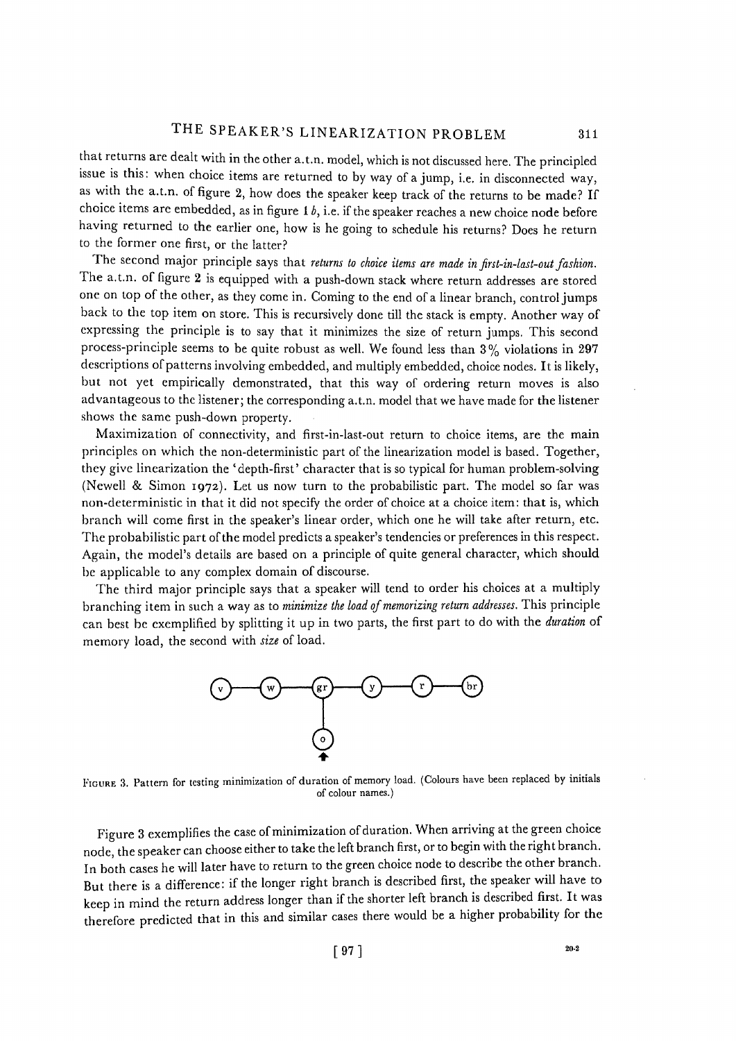that returns are dealt with in the other a.t.n. model, which is not discussed here. The principled issue is this: when choice items are returned to by way of a jump, i.e. in disconnected way, as with the a.t.n. of figure 2, how does the speaker keep track of the returns to be made? If choice items are embedded, as in figure 1 *b*, i.e. if the speaker reaches a new choice node before having returned to the earlier one, how is he going to schedule his returns? Does he return to the former one first, or the latter?

The second major principle says that *returns to choice items are made in first-in-last-out fashion*. The a.t.n. of figure 2 is equipped with a push-down stack where return addresses are stored one on top of the other, as they come in. Coming to the end of a linear branch, control jumps back to the top item on store. This is recursively done till the stack is empty. Another way of expressing the principle is to say that it minimizes the size of return jumps. This second process-principle seems to be quite robust as well. We found less than 3% violations in 297 descriptions of patterns involving embedded, and multiply embedded, choice nodes. It is likely, but not yet empirically demonstrated, that this way of ordering return moves is also advantageous to the listener; the corresponding a.t.n. model that we have made for the listener shows the same push-down property.

Maximization of connectivity, and first-in-last-out return to choice items, are the main principles on which the non-deterministic part of the linearization model is based. Together, they give linearization the 'depth-first' character that is so typical for human problem-solving (Newell & Simon 1972). Let us now turn to the probabilistic part. The model so far was non-deterministic in that it did not specify the order of choice at a choice item: that is, which branch will come first in the speaker's linear order, which one he will take after return, etc. The probabilistic part of the model predicts a speaker's tendencies or preferences in this respect. Again, the model's details are based on a principle of quite general character, which should be applicable to any complex domain of discourse.

The third major principle says that a speaker will tend to order his choices at a multiply branching item in such a way as to *minimize the load of memorizing return addresses*. This principle can best be exemplified by splitting it up in two parts, the first part to do with the *duration* of memory load, the second with *size* of load.

FIGURE 3. Pattern for testing minimization of duration of memory load. (Colours have been replaced by initials of colour names.)

Figure 3 exemplifies the case of minimization of duration. When arriving at the green choice node, the speaker can choose either to take the left branch first, or to begin with the right branch. In both cases he will later have to return to the green choice node to describe the other branch. But there is a difference: if the longer right branch is described first, the speaker will have to keep in mind the return address longer than if the shorter left branch is described first. It was therefore predicted that in this and similar cases there would be a higher probability for the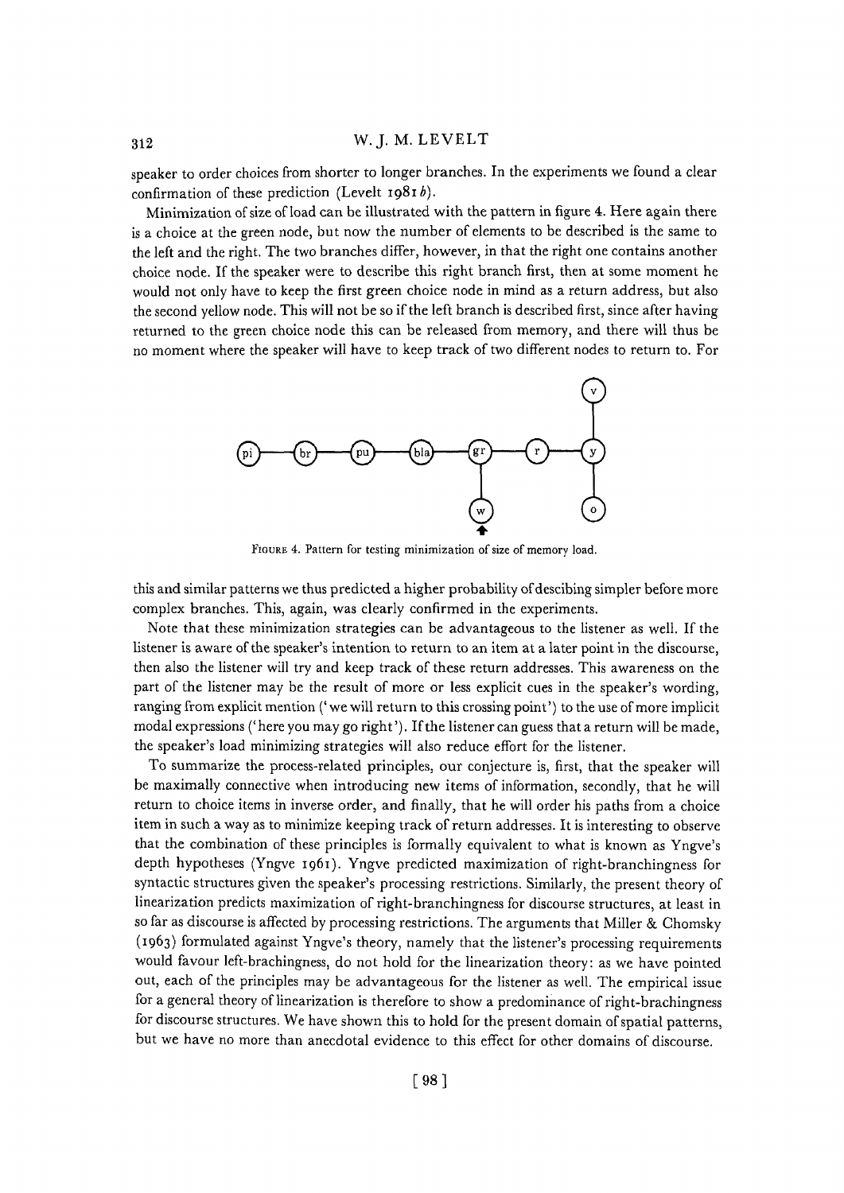speaker to order choices from shorter to longer branches. In the experiments we found a clear confirmation of these prediction (Levelt 1981*b*).

Minimization of size of load can be illustrated with the pattern in figure 4. Here again there is a choice at the green node, but now the number of elements to be described is the same to the left and the right. The two branches differ, however, in that the right one contains another choice node. If the speaker were to describe this right branch first, then at some moment he would not only have to keep the first green choice node in mind as a return address, but also the second yellow node. This will not be so if the left branch is described first, since after having returned to the green choice node this can be released from memory, and there will thus be no moment where the speaker will have to keep track of two different nodes to return to. For

pi br pu bla gr r y v o w

FIGURE 4. Pattern for testing minimization of size of memory load.

this and similar patterns we thus predicted a higher probability of descibing simpler before more complex branches. This, again, was clearly confirmed in the experiments.

Note that these minimization strategies can be advantageous to the listener as well. If the listener is aware of the speaker's intention to return to an item at a later point in the discourse, then also the listener will try and keep track of these return addresses. This awareness on the part of the listener may be the result of more or less explicit cues in the speaker's wording, ranging from explicit mention ('we will return to this crossing point') to the use of more implicit modal expressions ('here you may go right'). If the listener can guess that a return will be made, the speaker's load minimizing strategies will also reduce effort for the listener.

To summarize the process-related principles, our conjecture is, first, that the speaker will be maximally connective when introducing new items of information, secondly, that he will return to choice items in inverse order, and finally, that he will order his paths from a choice item in such a way as to minimize keeping track of return addresses. It is interesting to observe that the combination of these principles is formally equivalent to what is known as Yngve's depth hypotheses (Yngve 1961). Yngve predicted maximization of right-branchingness for syntactic structures given the speaker's processing restrictions. Similarly, the present theory of linearization predicts maximization of right-branchingness for discourse structures, at least in so far as discourse is affected by processing restrictions. The arguments that Miller & Chomsky (1963) formulated against Yngve's theory, namely that the listener's processing requirements would favour left-brachingness, do not hold for the linearization theory: as we have pointed out, each of the principles may be advantageous for the listener as well. The empirical issue for a general theory of linearization is therefore to show a predominance of right-brachingness for discourse structures. We have shown this to hold for the present domain of spatial patterns, but we have no more than anecdotal evidence to this effect for other domains of discourse.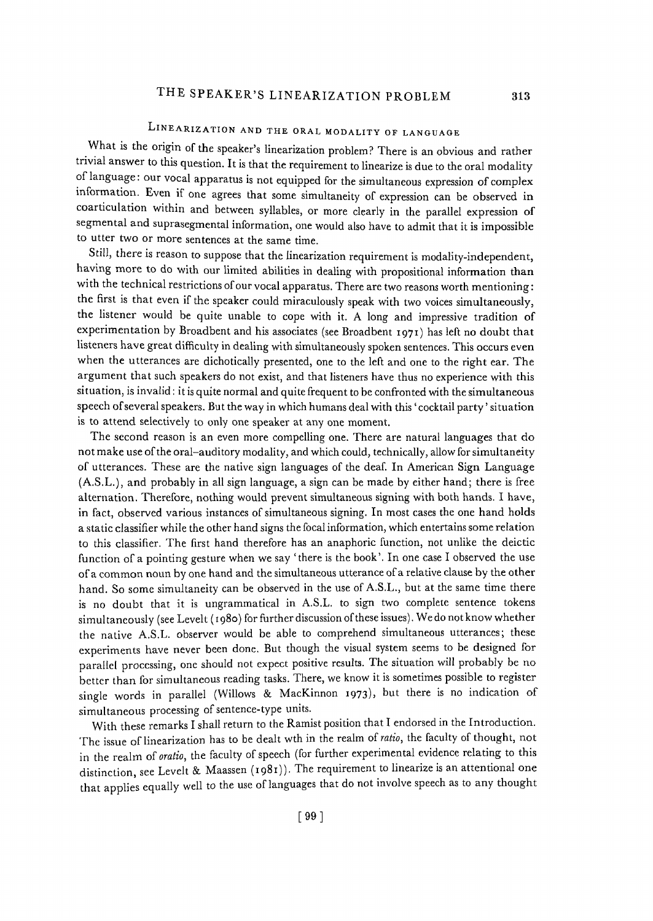## LINEARIZATION AND THE ORAL MODALITY OF LANGUAGE

What is the origin of the speaker's linearization problem? There is an obvious and rather trivial answer to this question. It is that the requirement to linearize is due to the oral modality of language: our vocal apparatus is not equipped for the simultaneous expression of complex information. Even if one agrees that some simultaneity of expression can be observed in coarticulation within and between syllables, or more clearly in the parallel expression of segmental and suprasegmental information, one would also have to admit that it is impossible to utter two or more sentences at the same time.

Still, there is reason to suppose that the linearization requirement is modality-independent, having more to do with our limited abilities in dealing with propositional information than with the technical restrictions of our vocal apparatus. There are two reasons worth mentioning: the first is that even if the speaker could miraculously speak with two voices simultaneously, the listener would be quite unable to cope with it. A long and impressive tradition of experimentation by Broadbent and his associates (see Broadbent 1971) has left no doubt that listeners have great difficulty in dealing with simultaneously spoken sentences. This occurs even when the utterances are dichotically presented, one to the left and one to the right ear. The argument that such speakers do not exist, and that listeners have thus no experience with this situation, is invalid: it is quite normal and quite frequent to be confronted with the simultaneous speech of several speakers. But the way in which humans deal with this 'cocktail party' situation is to attend selectively to only one speaker at any one moment.

The second reason is an even more compelling one. There are natural languages that do not make use of the oral–auditory modality, and which could, technically, allow for simultaneity of utterances. These are the native sign languages of the deaf. In American Sign Language (A.S.L.), and probably in all sign language, a sign can be made by either hand; there is free alternation. Therefore, nothing would prevent simultaneous signing with both hands. I have, in fact, observed various instances of simultaneous signing. In most cases the one hand holds a static classifier while the other hand signs the focal information, which entertains some relation to this classifier. The first hand therefore has an anaphoric function, not unlike the deictic function of a pointing gesture when we say 'there is the book'. In one case I observed the use of a common noun by one hand and the simultaneous utterance of a relative clause by the other hand. So some simultaneity can be observed in the use of A.S.L., but at the same time there is no doubt that it is ungrammatical in A.S.L. to sign two complete sentence tokens simultaneously (see Levelt (1980) for further discussion of these issues). We do not know whether the native A.S.L. observer would be able to comprehend simultaneous utterances; these experiments have never been done. But though the visual system seems to be designed for parallel processing, one should not expect positive results. The situation will probably be no better than for simultaneous reading tasks. There, we know it is sometimes possible to register single words in parallel (Willows & MacKinnon 1973), but there is no indication of simultaneous processing of sentence-type units.

With these remarks I shall return to the Ramist position that I endorsed in the Introduction. The issue of linearization has to be dealt wth in the realm of *ratio*, the faculty of thought, not in the realm of *oratio*, the faculty of speech (for further experimental evidence relating to this distinction, see Levelt & Maassen (1981)). The requirement to linearize is an attentional one that applies equally well to the use of languages that do not involve speech as to any thought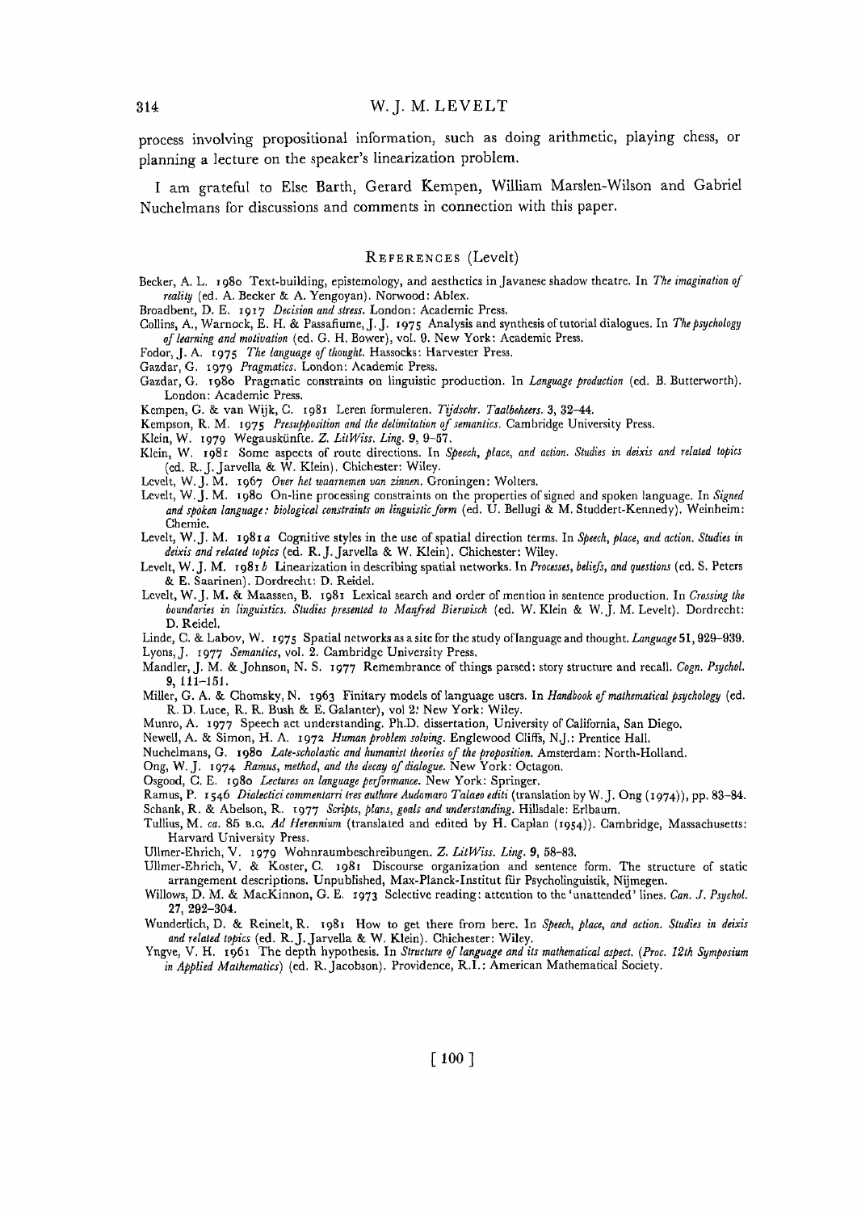process involving propositional information, such as doing arithmetic, playing chess, or planning a lecture on the speaker's linearization problem.

I am grateful to Else Barth, Gerard Kempen, William Marslen-Wilson and Gabriel Nuchelmans for discussions and comments in connection with this paper.

## REFERENCES (Levelt)

Becker, A. L. 1980 Text-building, epistemology, and aesthetics in Javanese shadow theatre. In *The imagination of reality* (ed. A. Becker & A. Yengoyan). Norwood: Ablex.

Broadbent, D. E. 1917 *Decision and stress.* London: Academic Press.

Collins, A., Warnock, E. H. & Passafiume, J. J. 1975 Analysis and synthesis of tutorial dialogues. In *The psychology of learning and motivation* (ed. G. H. Bower), vol. 9. New York: Academic Press.

Fodor, J. A. 1975 *The language of thought.* Hassocks: Harvester Press.

Gazdar, G. 1979 *Pragmatics.* London: Academic Press.

Gazdar, G. 1980 Pragmatic constraints on linguistic production. In *Language production* (ed. B. Butterworth). London: Academic Press.

Kempen, G. & van Wijk, C. 1981 Leren formuleren. *Tijdschr. Taalbeheers.* 3, 32–44.

Kempson, R. M. 1975 *Presupposition and the delimitation of semantics.* Cambridge University Press.

Klein, W. 1979 Wegauskünfte. *Z. LitWiss. Ling.* 9, 9–57.

Klein, W. 1981 Some aspects of route directions. In *Speech, place, and action. Studies in deixis and related topics* (ed. R. J. Jarvella & W. Klein). Chichester: Wiley.

Levelt, W. J. M. 1967 *Over het waarnemen van zinnen.* Groningen: Wolters.

Levelt, W. J. M. 1980 On-line processing constraints on the properties of signed and spoken language. In *Signed and spoken language: biological constraints on linguistic form* (ed. U. Bellugi & M. Studdert-Kennedy). Weinheim: Chemie.

Levelt, W. J. M. 1981*a* Cognitive styles in the use of spatial direction terms. In *Speech, place, and action. Studies in deixis and related topics* (ed. R. J. Jarvella & W. Klein). Chichester: Wiley.

Levelt, W. J. M. 1981*b* Linearization in describing spatial networks. In *Processes, beliefs, and questions* (ed. S. Peters & E. Saarinen). Dordrecht: D. Reidel.

Levelt, W. J. M. & Maassen, B. 1981 Lexical search and order of mention in sentence production. In *Crossing the boundaries in linguistics. Studies presented to Manfred Bierwisch* (ed. W. Klein & W. J. M. Levelt). Dordrecht: D. Reidel.

Linde, C. & Labov, W. 1975 Spatial networks as a site for the study of language and thought. *Language* 51, 929–939.

Lyons, J. 1977 *Semantics*, vol. 2. Cambridge University Press.

Mandler, J. M. & Johnson, N. S. 1977 Remembrance of things parsed: story structure and recall. *Cogn. Psychol.* 9, 111–151.

Miller, G. A. & Chomsky, N. 1963 Finitary models of language users. In *Handbook of mathematical psychology* (ed. R. D. Luce, R. R. Bush & E. Galanter), vol 2. New York: Wiley.

Munro, A. 1977 Speech act understanding. Ph.D. dissertation, University of California, San Diego.

Newell, A. & Simon, H. A. 1972 *Human problem solving.* Englewood Cliffs, N.J.: Prentice Hall.

Nuchelmans, G. 1980 *Late-scholastic and humanist theories of the proposition.* Amsterdam: North-Holland.

Ong, W. J. 1974 *Ramus, method, and the decay of dialogue.* New York: Octagon.

Osgood, C. E. 1980 *Lectures on language performance.* New York: Springer.

Ramus, P. 1546 *Dialectici commentarri tres authore Audomaro Talaeo editi* (translation by W. J. Ong (1974)), pp. 83–84.

Schank, R. & Abelson, R. 1977 *Scripts, plans, goals and understanding.* Hillsdale: Erlbaum.

Tullius, M. *ca.* 85 B.C. *Ad Herennium* (translated and edited by H. Caplan (1954)). Cambridge, Massachusetts: Harvard University Press.

Ullmer-Ehrich, V. 1979 Wohnraumbeschreibungen. *Z. LitWiss. Ling.* 9, 58–83.

Ullmer-Ehrich, V. & Koster, C. 1981 Discourse organization and sentence form. The structure of static arrangement descriptions. Unpublished, Max-Planck-Institut für Psycholinguistik, Nijmegen.

Willows, D. M. & MacKinnon, G. E. 1973 Selective reading: attention to the 'unattended' lines. *Can. J. Psychol.* 27, 292–304.

Wunderlich, D. & Reinelt, R. 1981 How to get there from here. In *Speech, place, and action. Studies in deixis and related topics* (ed. R. J. Jarvella & W. Klein). Chichester: Wiley.

Yngve, V. H. 1961 The depth hypothesis. In *Structure of language and its mathematical aspect. (Proc. 12th Symposium in Applied Mathematics)* (ed. R. Jacobson). Providence, R.I.: American Mathematical Society.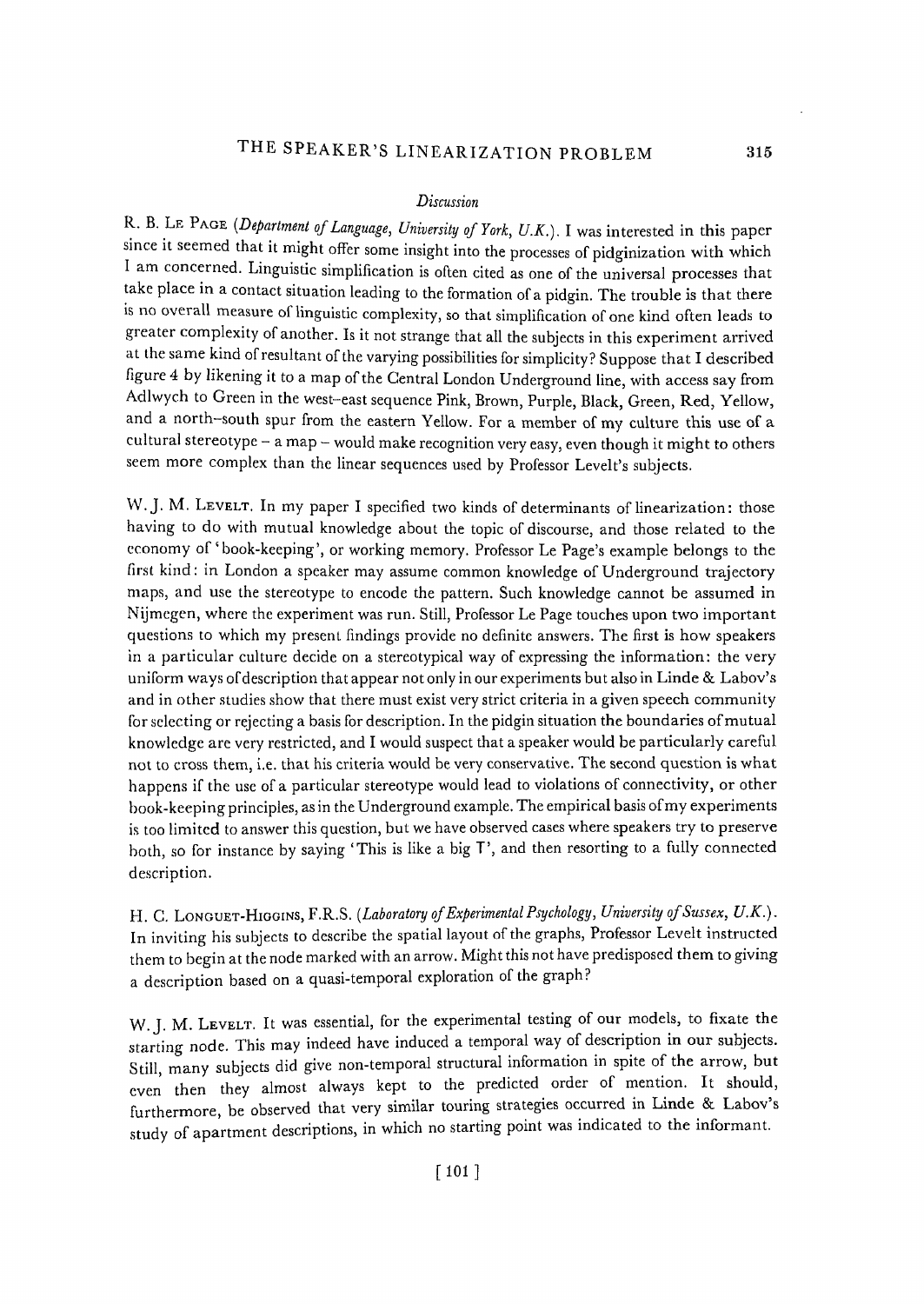## *Discussion*

R. B. Le Page (*Department of Language, University of York, U.K.*). I was interested in this paper since it seemed that it might offer some insight into the processes of pidginization with which I am concerned. Linguistic simplification is often cited as one of the universal processes that take place in a contact situation leading to the formation of a pidgin. The trouble is that there is no overall measure of linguistic complexity, so that simplification of one kind often leads to greater complexity of another. Is it not strange that all the subjects in this experiment arrived at the same kind of resultant of the varying possibilities for simplicity? Suppose that I described figure 4 by likening it to a map of the Central London Underground line, with access say from Adlwych to Green in the west–east sequence Pink, Brown, Purple, Black, Green, Red, Yellow, and a north–south spur from the eastern Yellow. For a member of my culture this use of a cultural stereotype – a map – would make recognition very easy, even though it might to others seem more complex than the linear sequences used by Professor Levelt's subjects.

W. J. M. Levelt. In my paper I specified two kinds of determinants of linearization: those having to do with mutual knowledge about the topic of discourse, and those related to the economy of 'book-keeping', or working memory. Professor Le Page's example belongs to the first kind: in London a speaker may assume common knowledge of Underground trajectory maps, and use the stereotype to encode the pattern. Such knowledge cannot be assumed in Nijmegen, where the experiment was run. Still, Professor Le Page touches upon two important questions to which my present findings provide no definite answers. The first is how speakers in a particular culture decide on a stereotypical way of expressing the information: the very uniform ways of description that appear not only in our experiments but also in Linde & Labov's and in other studies show that there must exist very strict criteria in a given speech community for selecting or rejecting a basis for description. In the pidgin situation the boundaries of mutual knowledge are very restricted, and I would suspect that a speaker would be particularly careful not to cross them, i.e. that his criteria would be very conservative. The second question is what happens if the use of a particular stereotype would lead to violations of connectivity, or other book-keeping principles, as in the Underground example. The empirical basis of my experiments is too limited to answer this question, but we have observed cases where speakers try to preserve both, so for instance by saying 'This is like a big T', and then resorting to a fully connected description.

H. C. Longuet-Higgins, F.R.S. (*Laboratory of Experimental Psychology, University of Sussex, U.K.*). In inviting his subjects to describe the spatial layout of the graphs, Professor Levelt instructed them to begin at the node marked with an arrow. Might this not have predisposed them to giving a description based on a quasi-temporal exploration of the graph?

W. J. M. Levelt. It was essential, for the experimental testing of our models, to fixate the starting node. This may indeed have induced a temporal way of description in our subjects. Still, many subjects did give non-temporal structural information in spite of the arrow, but even then they almost always kept to the predicted order of mention. It should, furthermore, be observed that very similar touring strategies occurred in Linde & Labov's study of apartment descriptions, in which no starting point was indicated to the informant.